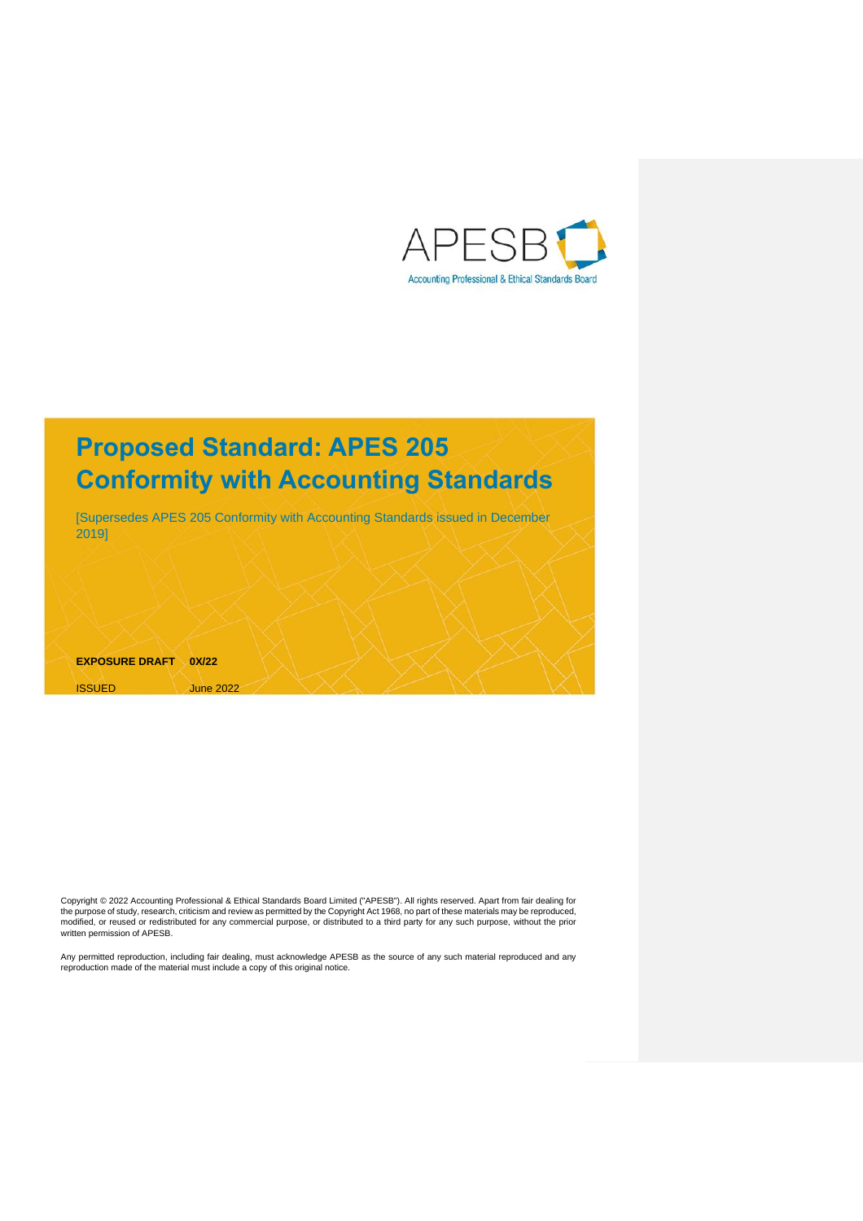APESB

Accounting Professional & Ethical Standards Board

# Proposed Standard: APES 205 Conformity with Accounting Standards

[Supersedes APES 205 Conformity with Accounting Standards issued in December 2019]

**EXPOSURE DRAFT** **0X/22**

ISSUED June 2022

Copyright © 2022 Accounting Professional & Ethical Standards Board Limited ("APESB"). All rights reserved. Apart from fair dealing for the purpose of study, research, criticism and review as permitted by the Copyright Act 1968, no part of these materials may be reproduced, modified, or reused or redistributed for any commercial purpose, or distributed to a third party for any such purpose, without the prior written permission of APESB.

Any permitted reproduction, including fair dealing, must acknowledge APESB as the source of any such material reproduced and any reproduction made of the material must include a copy of this original notice.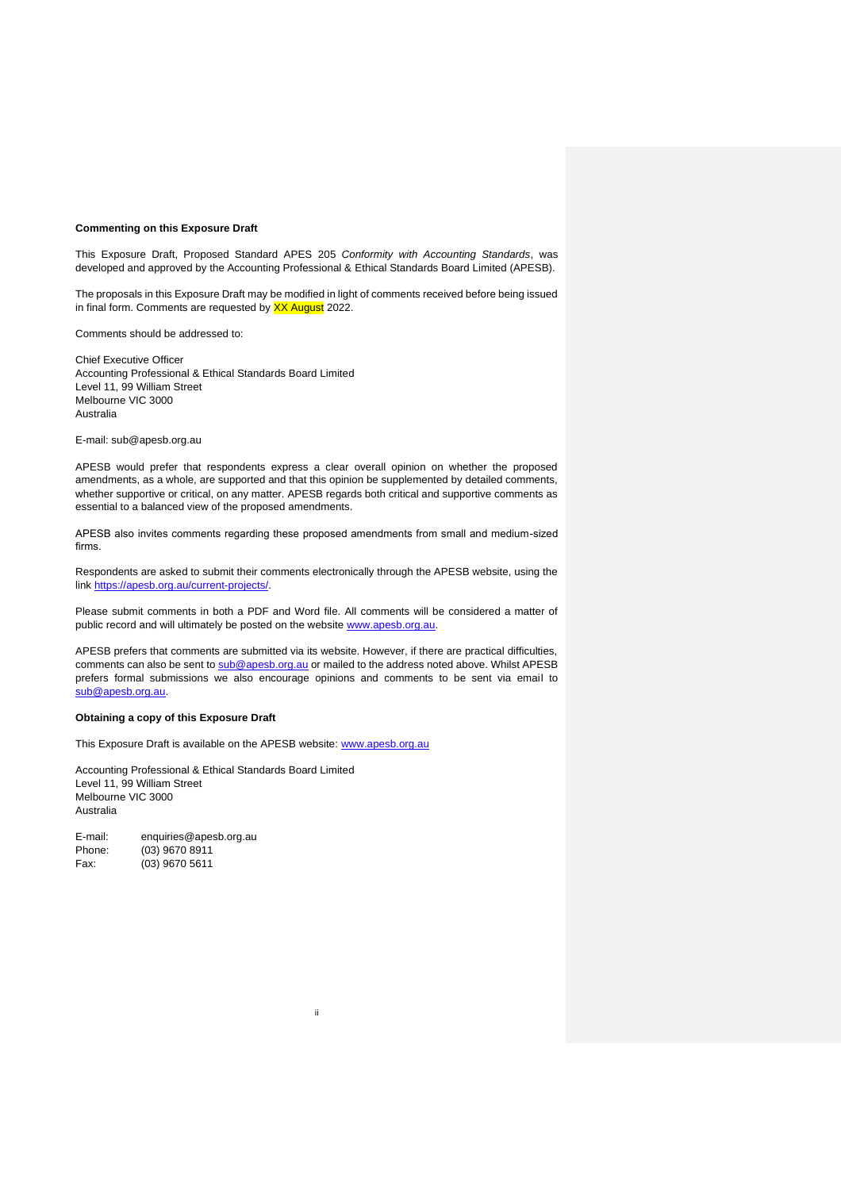**Commenting on this Exposure Draft**

This Exposure Draft, Proposed Standard APES 205 *Conformity with Accounting Standards*, was developed and approved by the Accounting Professional & Ethical Standards Board Limited (APESB).

The proposals in this Exposure Draft may be modified in light of comments received before being issued in final form. Comments are requested by XX August 2022.

Comments should be addressed to:

Chief Executive Officer
Accounting Professional & Ethical Standards Board Limited
Level 11, 99 William Street
Melbourne VIC 3000
Australia

E-mail: sub@apesb.org.au

APESB would prefer that respondents express a clear overall opinion on whether the proposed amendments, as a whole, are supported and that this opinion be supplemented by detailed comments, whether supportive or critical, on any matter. APESB regards both critical and supportive comments as essential to a balanced view of the proposed amendments.

APESB also invites comments regarding these proposed amendments from small and medium-sized firms.

Respondents are asked to submit their comments electronically through the APESB website, using the link https://apesb.org.au/current-projects/.

Please submit comments in both a PDF and Word file. All comments will be considered a matter of public record and will ultimately be posted on the website www.apesb.org.au.

APESB prefers that comments are submitted via its website. However, if there are practical difficulties, comments can also be sent to sub@apesb.org.au or mailed to the address noted above. Whilst APESB prefers formal submissions we also encourage opinions and comments to be sent via email to sub@apesb.org.au.

**Obtaining a copy of this Exposure Draft**

This Exposure Draft is available on the APESB website: www.apesb.org.au

Accounting Professional & Ethical Standards Board Limited
Level 11, 99 William Street
Melbourne VIC 3000
Australia

E-mail: enquiries@apesb.org.au
Phone: (03) 9670 8911
Fax: (03) 9670 5611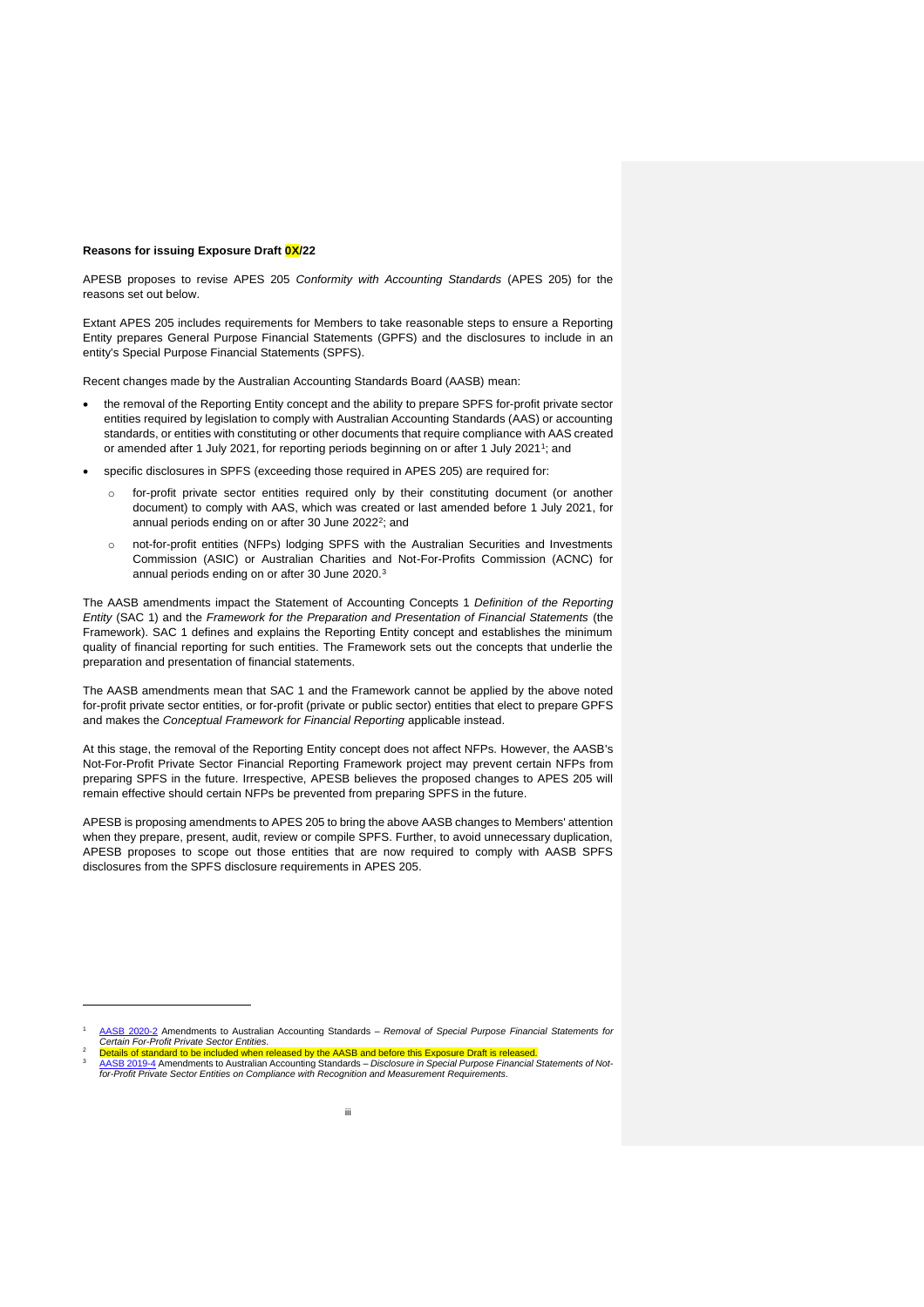**Reasons for issuing Exposure Draft 0X/22**

APESB proposes to revise APES 205 *Conformity with Accounting Standards* (APES 205) for the reasons set out below.

Extant APES 205 includes requirements for Members to take reasonable steps to ensure a Reporting Entity prepares General Purpose Financial Statements (GPFS) and the disclosures to include in an entity's Special Purpose Financial Statements (SPFS).

Recent changes made by the Australian Accounting Standards Board (AASB) mean:

- the removal of the Reporting Entity concept and the ability to prepare SPFS for-profit private sector entities required by legislation to comply with Australian Accounting Standards (AAS) or accounting standards, or entities with constituting or other documents that require compliance with AAS created or amended after 1 July 2021, for reporting periods beginning on or after 1 July 2021[1]; and
- specific disclosures in SPFS (exceeding those required in APES 205) are required for:
  - for-profit private sector entities required only by their constituting document (or another document) to comply with AAS, which was created or last amended before 1 July 2021, for annual periods ending on or after 30 June 2022[2]; and
  - not-for-profit entities (NFPs) lodging SPFS with the Australian Securities and Investments Commission (ASIC) or Australian Charities and Not-For-Profits Commission (ACNC) for annual periods ending on or after 30 June 2020.[3]

The AASB amendments impact the Statement of Accounting Concepts 1 *Definition of the Reporting Entity* (SAC 1) and the *Framework for the Preparation and Presentation of Financial Statements* (the Framework). SAC 1 defines and explains the Reporting Entity concept and establishes the minimum quality of financial reporting for such entities. The Framework sets out the concepts that underlie the preparation and presentation of financial statements.

The AASB amendments mean that SAC 1 and the Framework cannot be applied by the above noted for-profit private sector entities, or for-profit (private or public sector) entities that elect to prepare GPFS and makes the *Conceptual Framework for Financial Reporting* applicable instead.

At this stage, the removal of the Reporting Entity concept does not affect NFPs. However, the AASB's Not-For-Profit Private Sector Financial Reporting Framework project may prevent certain NFPs from preparing SPFS in the future. Irrespective, APESB believes the proposed changes to APES 205 will remain effective should certain NFPs be prevented from preparing SPFS in the future.

APESB is proposing amendments to APES 205 to bring the above AASB changes to Members' attention when they prepare, present, audit, review or compile SPFS. Further, to avoid unnecessary duplication, APESB proposes to scope out those entities that are now required to comply with AASB SPFS disclosures from the SPFS disclosure requirements in APES 205.

---

[1] AASB 2020-2 Amendments to Australian Accounting Standards – *Removal of Special Purpose Financial Statements for Certain For-Profit Private Sector Entities.*

[2] Details of standard to be included when released by the AASB and before this Exposure Draft is released.

[3] AASB 2019-4 Amendments to Australian Accounting Standards – *Disclosure in Special Purpose Financial Statements of Not-for-Profit Private Sector Entities on Compliance with Recognition and Measurement Requirements.*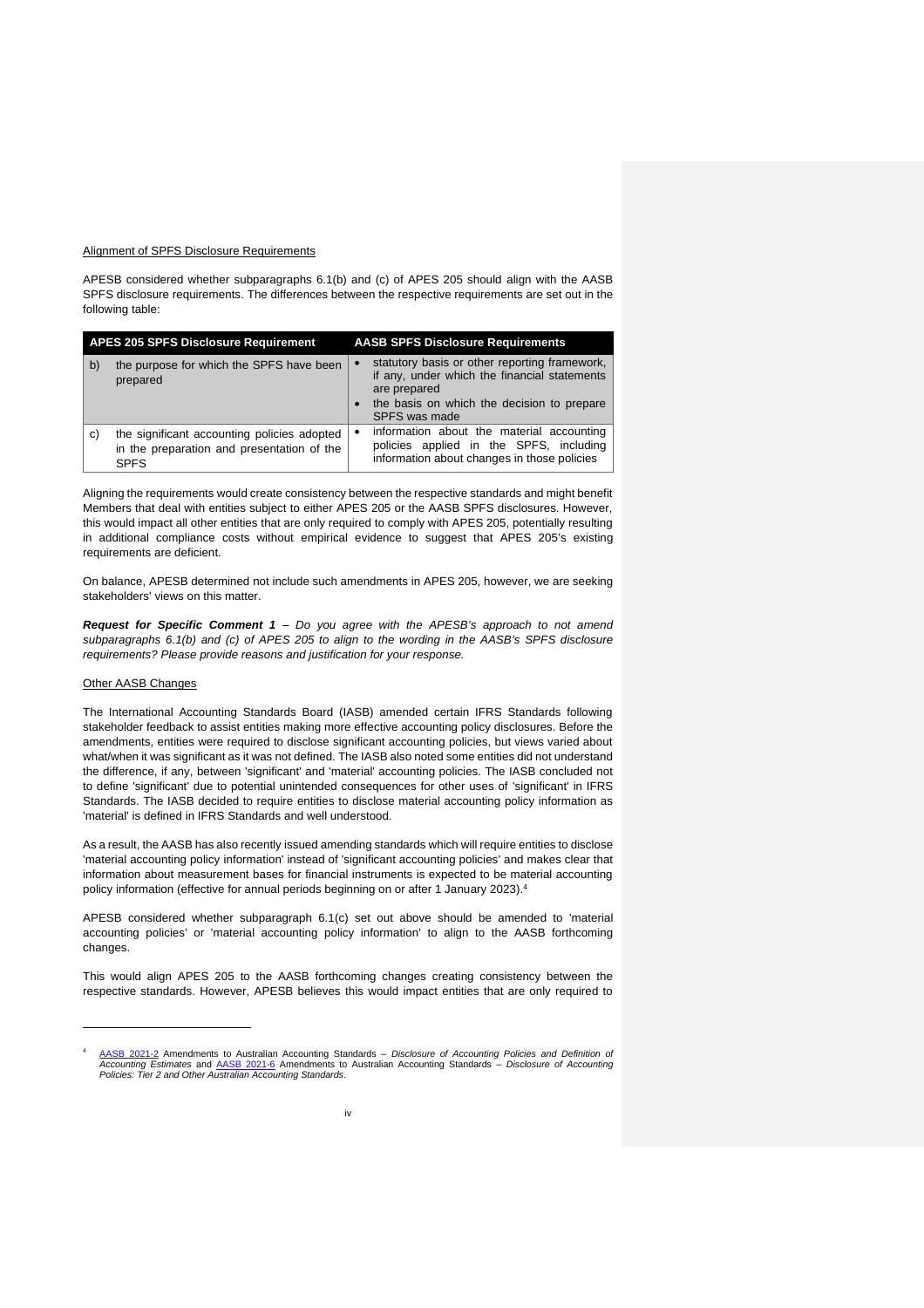Alignment of SPFS Disclosure Requirements

APESB considered whether subparagraphs 6.1(b) and (c) of APES 205 should align with the AASB SPFS disclosure requirements. The differences between the respective requirements are set out in the following table:

| APES 205 SPFS Disclosure Requirement | | AASB SPFS Disclosure Requirements |
|---|---|---|
| b) | the purpose for which the SPFS have been prepared | • statutory basis or other reporting framework, if any, under which the financial statements are prepared<br>• the basis on which the decision to prepare SPFS was made |
| c) | the significant accounting policies adopted in the preparation and presentation of the SPFS | • information about the material accounting policies applied in the SPFS, including information about changes in those policies |

Aligning the requirements would create consistency between the respective standards and might benefit Members that deal with entities subject to either APES 205 or the AASB SPFS disclosures. However, this would impact all other entities that are only required to comply with APES 205, potentially resulting in additional compliance costs without empirical evidence to suggest that APES 205's existing requirements are deficient.

On balance, APESB determined not include such amendments in APES 205, however, we are seeking stakeholders' views on this matter.

***Request for Specific Comment 1** – Do you agree with the APESB's approach to not amend subparagraphs 6.1(b) and (c) of APES 205 to align to the wording in the AASB's SPFS disclosure requirements? Please provide reasons and justification for your response.*

Other AASB Changes

The International Accounting Standards Board (IASB) amended certain IFRS Standards following stakeholder feedback to assist entities making more effective accounting policy disclosures. Before the amendments, entities were required to disclose significant accounting policies, but views varied about what/when it was significant as it was not defined. The IASB also noted some entities did not understand the difference, if any, between 'significant' and 'material' accounting policies. The IASB concluded not to define 'significant' due to potential unintended consequences for other uses of 'significant' in IFRS Standards. The IASB decided to require entities to disclose material accounting policy information as 'material' is defined in IFRS Standards and well understood.

As a result, the AASB has also recently issued amending standards which will require entities to disclose 'material accounting policy information' instead of 'significant accounting policies' and makes clear that information about measurement bases for financial instruments is expected to be material accounting policy information (effective for annual periods beginning on or after 1 January 2023).[4]

APESB considered whether subparagraph 6.1(c) set out above should be amended to 'material accounting policies' or 'material accounting policy information' to align to the AASB forthcoming changes.

This would align APES 205 to the AASB forthcoming changes creating consistency between the respective standards. However, APESB believes this would impact entities that are only required to

---

[4] AASB 2021-2 Amendments to Australian Accounting Standards – *Disclosure of Accounting Policies and Definition of Accounting Estimates* and AASB 2021-6 Amendments to Australian Accounting Standards – *Disclosure of Accounting Policies: Tier 2 and Other Australian Accounting Standards*.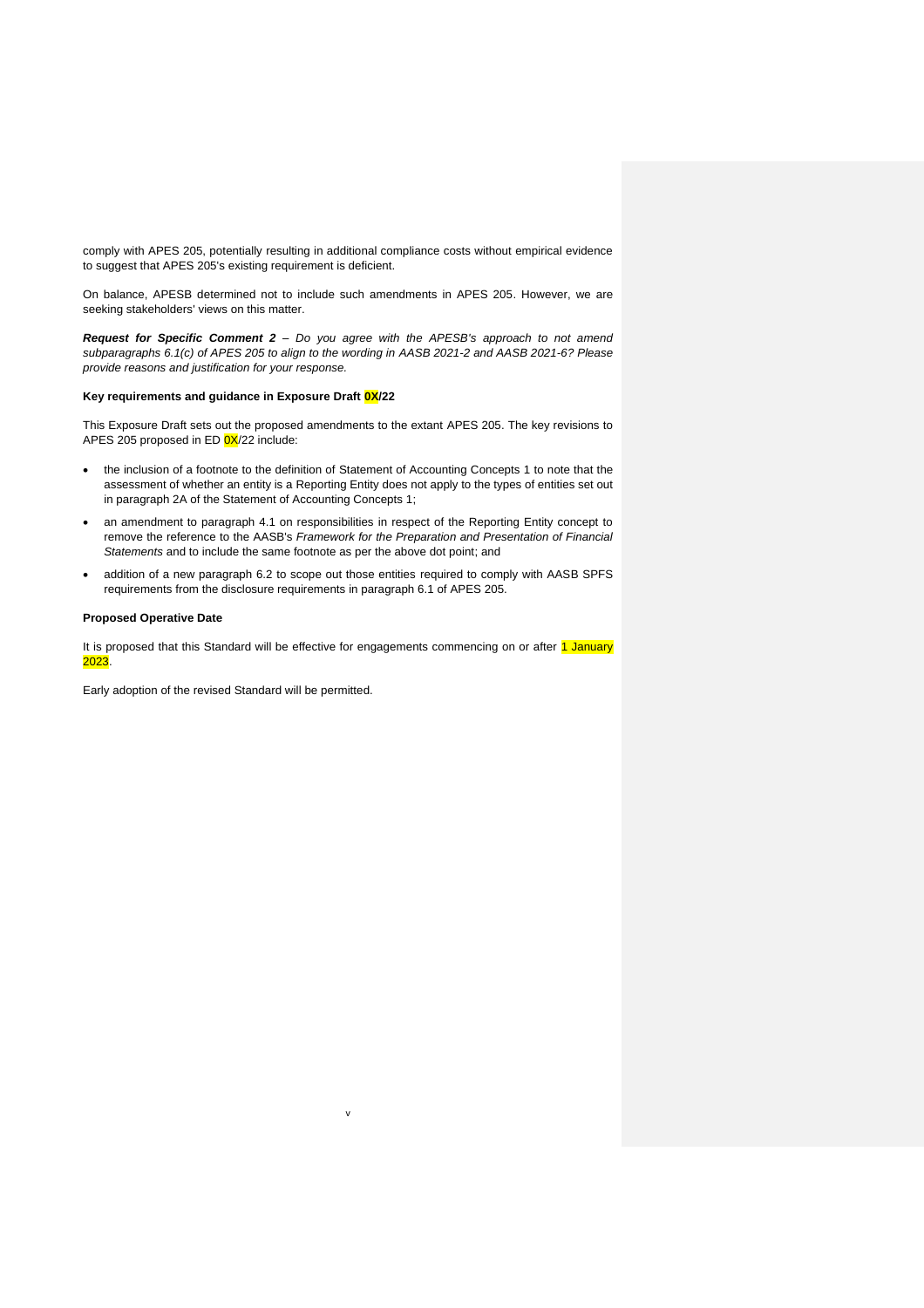comply with APES 205, potentially resulting in additional compliance costs without empirical evidence to suggest that APES 205's existing requirement is deficient.

On balance, APESB determined not to include such amendments in APES 205. However, we are seeking stakeholders' views on this matter.

***Request for Specific Comment 2*** *– Do you agree with the APESB's approach to not amend subparagraphs 6.1(c) of APES 205 to align to the wording in AASB 2021-2 and AASB 2021-6? Please provide reasons and justification for your response.*

**Key requirements and guidance in Exposure Draft 0X/22**

This Exposure Draft sets out the proposed amendments to the extant APES 205. The key revisions to APES 205 proposed in ED 0X/22 include:

- the inclusion of a footnote to the definition of Statement of Accounting Concepts 1 to note that the assessment of whether an entity is a Reporting Entity does not apply to the types of entities set out in paragraph 2A of the Statement of Accounting Concepts 1;
- an amendment to paragraph 4.1 on responsibilities in respect of the Reporting Entity concept to remove the reference to the AASB's *Framework for the Preparation and Presentation of Financial Statements* and to include the same footnote as per the above dot point; and
- addition of a new paragraph 6.2 to scope out those entities required to comply with AASB SPFS requirements from the disclosure requirements in paragraph 6.1 of APES 205.

**Proposed Operative Date**

It is proposed that this Standard will be effective for engagements commencing on or after 1 January 2023.

Early adoption of the revised Standard will be permitted.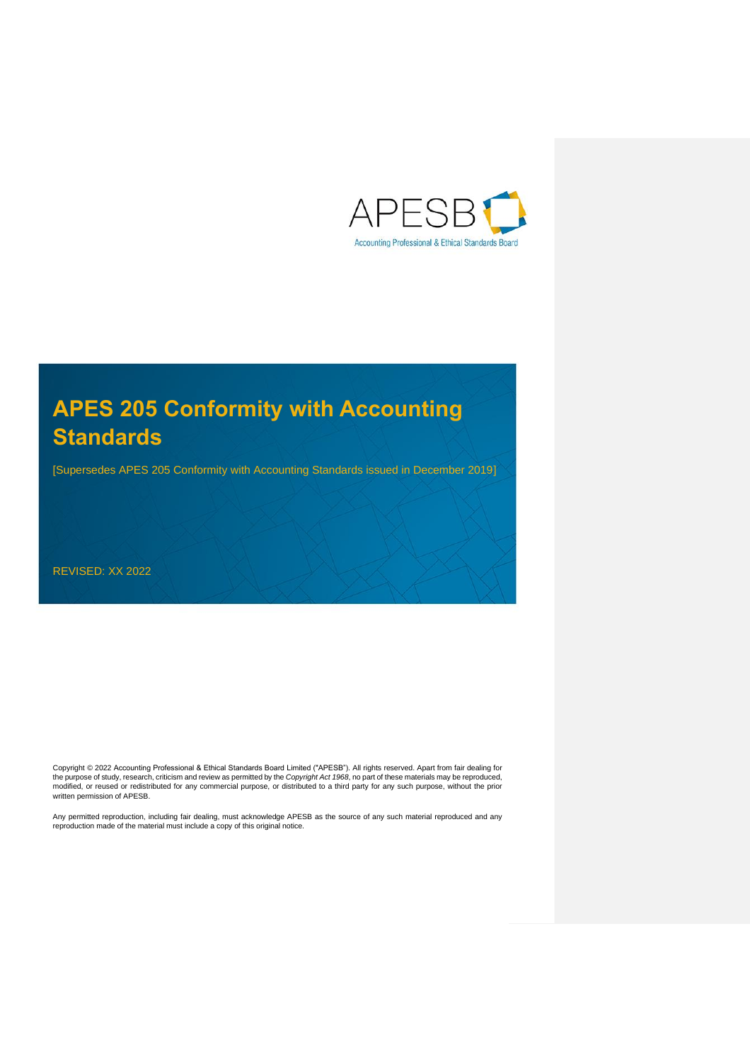APESB

Accounting Professional & Ethical Standards Board

# APES 205 Conformity with Accounting Standards

[Supersedes APES 205 Conformity with Accounting Standards issued in December 2019]

REVISED: XX 2022

Copyright © 2022 Accounting Professional & Ethical Standards Board Limited ("APESB"). All rights reserved. Apart from fair dealing for the purpose of study, research, criticism and review as permitted by the *Copyright Act 1968*, no part of these materials may be reproduced, modified, or reused or redistributed for any commercial purpose, or distributed to a third party for any such purpose, without the prior written permission of APESB.

Any permitted reproduction, including fair dealing, must acknowledge APESB as the source of any such material reproduced and any reproduction made of the material must include a copy of this original notice.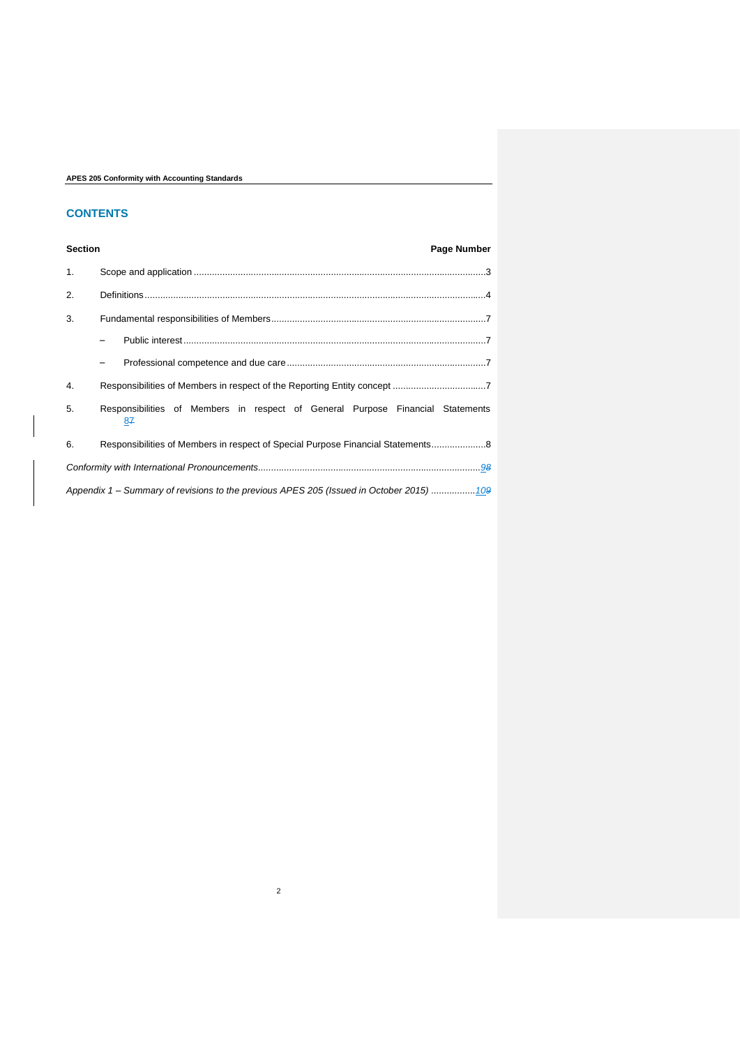## CONTENTS

| Section | | Page Number |
|---|---|---|
| 1. | Scope and application | 3 |
| 2. | Definitions | 4 |
| 3. | Fundamental responsibilities of Members | 7 |
| | – Public interest | 7 |
| | – Professional competence and due care | 7 |
| 4. | Responsibilities of Members in respect of the Reporting Entity concept | 7 |
| 5. | Responsibilities of Members in respect of General Purpose Financial Statements | 87 |
| 6. | Responsibilities of Members in respect of Special Purpose Financial Statements | 8 |
| *Conformity with International Pronouncements* | | *98* |
| *Appendix 1 – Summary of revisions to the previous APES 205 (Issued in October 2015)* | | *109* |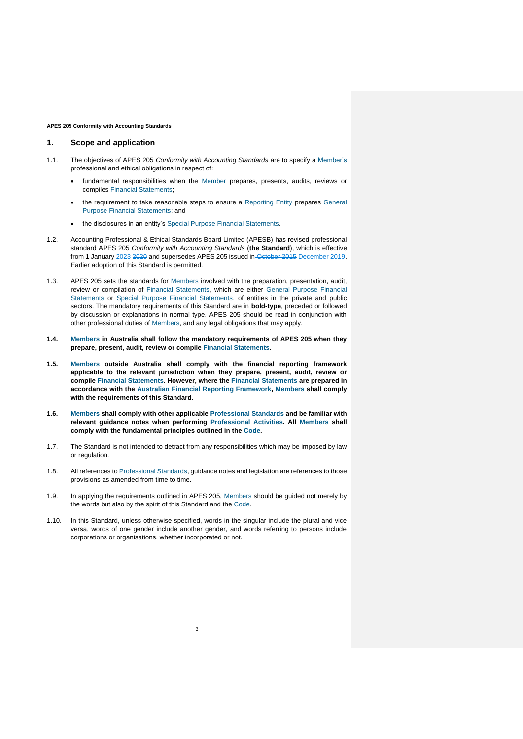## 1. Scope and application

1.1. The objectives of APES 205 *Conformity with Accounting Standards* are to specify a Member's professional and ethical obligations in respect of:

- fundamental responsibilities when the Member prepares, presents, audits, reviews or compiles Financial Statements;
- the requirement to take reasonable steps to ensure a Reporting Entity prepares General Purpose Financial Statements; and
- the disclosures in an entity's Special Purpose Financial Statements.

1.2. Accounting Professional & Ethical Standards Board Limited (APESB) has revised professional standard APES 205 *Conformity with Accounting Standards* (**the Standard**), which is effective from 1 January 2023 ~~2020~~ and supersedes APES 205 issued in ~~October 2015~~ December 2019. Earlier adoption of this Standard is permitted.

1.3. APES 205 sets the standards for Members involved with the preparation, presentation, audit, review or compilation of Financial Statements, which are either General Purpose Financial Statements or Special Purpose Financial Statements, of entities in the private and public sectors. The mandatory requirements of this Standard are in **bold-type**, preceded or followed by discussion or explanations in normal type. APES 205 should be read in conjunction with other professional duties of Members, and any legal obligations that may apply.

**1.4. Members in Australia shall follow the mandatory requirements of APES 205 when they prepare, present, audit, review or compile Financial Statements.**

**1.5. Members outside Australia shall comply with the financial reporting framework applicable to the relevant jurisdiction when they prepare, present, audit, review or compile Financial Statements. However, where the Financial Statements are prepared in accordance with the Australian Financial Reporting Framework, Members shall comply with the requirements of this Standard.**

**1.6. Members shall comply with other applicable Professional Standards and be familiar with relevant guidance notes when performing Professional Activities. All Members shall comply with the fundamental principles outlined in the Code.**

1.7. The Standard is not intended to detract from any responsibilities which may be imposed by law or regulation.

1.8. All references to Professional Standards, guidance notes and legislation are references to those provisions as amended from time to time.

1.9. In applying the requirements outlined in APES 205, Members should be guided not merely by the words but also by the spirit of this Standard and the Code.

1.10. In this Standard, unless otherwise specified, words in the singular include the plural and vice versa, words of one gender include another gender, and words referring to persons include corporations or organisations, whether incorporated or not.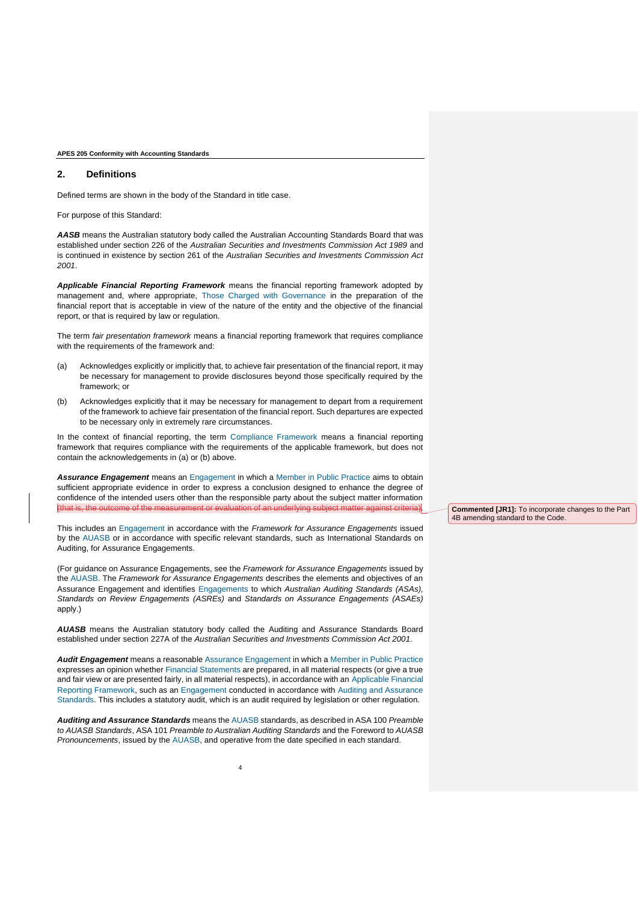## 2. Definitions

Defined terms are shown in the body of the Standard in title case.

For purpose of this Standard:

***AASB*** means the Australian statutory body called the Australian Accounting Standards Board that was established under section 226 of the *Australian Securities and Investments Commission Act 1989* and is continued in existence by section 261 of the *Australian Securities and Investments Commission Act 2001*.

***Applicable Financial Reporting Framework*** means the financial reporting framework adopted by management and, where appropriate, Those Charged with Governance in the preparation of the financial report that is acceptable in view of the nature of the entity and the objective of the financial report, or that is required by law or regulation.

The term *fair presentation framework* means a financial reporting framework that requires compliance with the requirements of the framework and:

(a) Acknowledges explicitly or implicitly that, to achieve fair presentation of the financial report, it may be necessary for management to provide disclosures beyond those specifically required by the framework; or

(b) Acknowledges explicitly that it may be necessary for management to depart from a requirement of the framework to achieve fair presentation of the financial report. Such departures are expected to be necessary only in extremely rare circumstances.

In the context of financial reporting, the term Compliance Framework means a financial reporting framework that requires compliance with the requirements of the applicable framework, but does not contain the acknowledgements in (a) or (b) above.

***Assurance Engagement*** means an Engagement in which a Member in Public Practice aims to obtain sufficient appropriate evidence in order to express a conclusion designed to enhance the degree of confidence of the intended users other than the responsible party about the subject matter information ~~(that is, the outcome of the measurement or evaluation of an underlying subject matter against criteria)~~.

Commented [JR1]: To incorporate changes to the Part 4B amending standard to the Code.

This includes an Engagement in accordance with the *Framework for Assurance Engagements* issued by the AUASB or in accordance with specific relevant standards, such as International Standards on Auditing, for Assurance Engagements.

(For guidance on Assurance Engagements, see the *Framework for Assurance Engagements* issued by the AUASB. The *Framework for Assurance Engagements* describes the elements and objectives of an Assurance Engagement and identifies Engagements to which *Australian Auditing Standards (ASAs), Standards on Review Engagements (ASREs)* and *Standards on Assurance Engagements (ASAEs)* apply.)

***AUASB*** means the Australian statutory body called the Auditing and Assurance Standards Board established under section 227A of the *Australian Securities and Investments Commission Act 2001*.

***Audit Engagement*** means a reasonable Assurance Engagement in which a Member in Public Practice expresses an opinion whether Financial Statements are prepared, in all material respects (or give a true and fair view or are presented fairly, in all material respects), in accordance with an Applicable Financial Reporting Framework, such as an Engagement conducted in accordance with Auditing and Assurance Standards. This includes a statutory audit, which is an audit required by legislation or other regulation.

***Auditing and Assurance Standards*** means the AUASB standards, as described in ASA 100 *Preamble to AUASB Standards*, ASA 101 *Preamble to Australian Auditing Standards* and the Foreword to *AUASB Pronouncements*, issued by the AUASB, and operative from the date specified in each standard.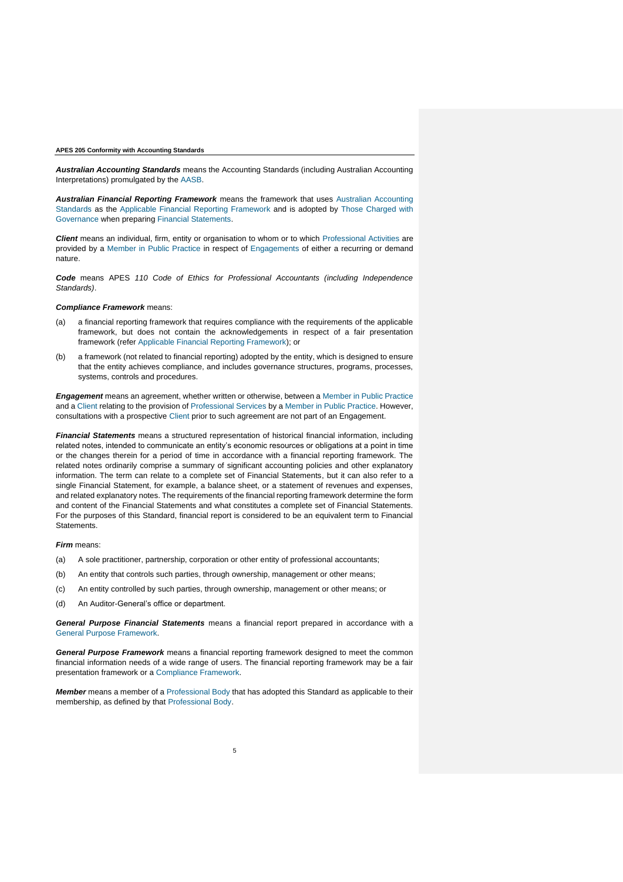***Australian Accounting Standards*** means the Accounting Standards (including Australian Accounting Interpretations) promulgated by the AASB.

***Australian Financial Reporting Framework*** means the framework that uses Australian Accounting Standards as the Applicable Financial Reporting Framework and is adopted by Those Charged with Governance when preparing Financial Statements.

***Client*** means an individual, firm, entity or organisation to whom or to which Professional Activities are provided by a Member in Public Practice in respect of Engagements of either a recurring or demand nature.

***Code*** means APES *110 Code of Ethics for Professional Accountants (including Independence Standards)*.

***Compliance Framework*** means:

(a) a financial reporting framework that requires compliance with the requirements of the applicable framework, but does not contain the acknowledgements in respect of a fair presentation framework (refer Applicable Financial Reporting Framework); or

(b) a framework (not related to financial reporting) adopted by the entity, which is designed to ensure that the entity achieves compliance, and includes governance structures, programs, processes, systems, controls and procedures.

***Engagement*** means an agreement, whether written or otherwise, between a Member in Public Practice and a Client relating to the provision of Professional Services by a Member in Public Practice. However, consultations with a prospective Client prior to such agreement are not part of an Engagement.

***Financial Statements*** means a structured representation of historical financial information, including related notes, intended to communicate an entity's economic resources or obligations at a point in time or the changes therein for a period of time in accordance with a financial reporting framework. The related notes ordinarily comprise a summary of significant accounting policies and other explanatory information. The term can relate to a complete set of Financial Statements, but it can also refer to a single Financial Statement, for example, a balance sheet, or a statement of revenues and expenses, and related explanatory notes. The requirements of the financial reporting framework determine the form and content of the Financial Statements and what constitutes a complete set of Financial Statements. For the purposes of this Standard, financial report is considered to be an equivalent term to Financial Statements.

***Firm*** means:

(a) A sole practitioner, partnership, corporation or other entity of professional accountants;

(b) An entity that controls such parties, through ownership, management or other means;

(c) An entity controlled by such parties, through ownership, management or other means; or

(d) An Auditor-General's office or department.

***General Purpose Financial Statements*** means a financial report prepared in accordance with a General Purpose Framework.

***General Purpose Framework*** means a financial reporting framework designed to meet the common financial information needs of a wide range of users. The financial reporting framework may be a fair presentation framework or a Compliance Framework.

***Member*** means a member of a Professional Body that has adopted this Standard as applicable to their membership, as defined by that Professional Body.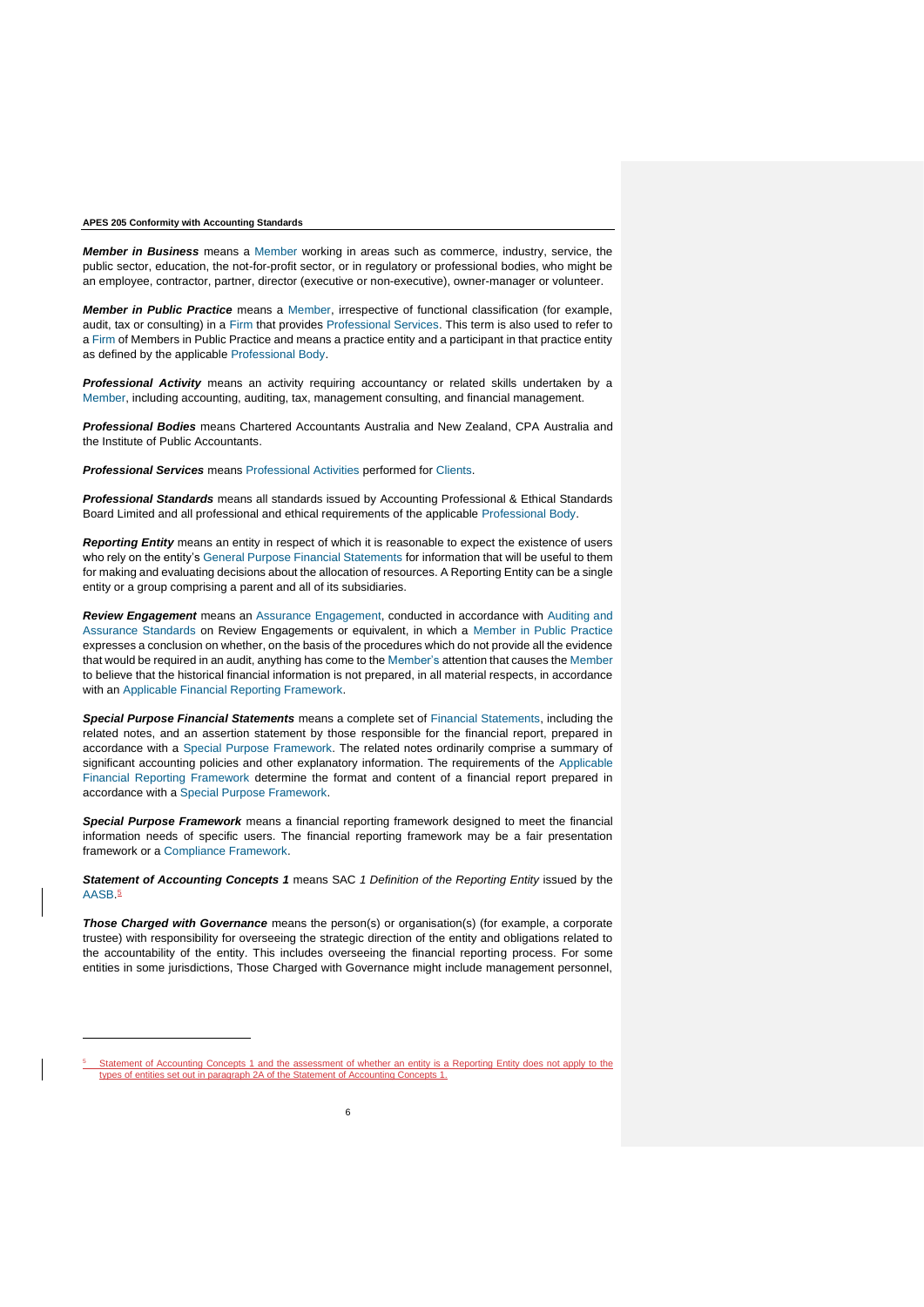***Member in Business*** means a Member working in areas such as commerce, industry, service, the public sector, education, the not-for-profit sector, or in regulatory or professional bodies, who might be an employee, contractor, partner, director (executive or non-executive), owner-manager or volunteer.

***Member in Public Practice*** means a Member, irrespective of functional classification (for example, audit, tax or consulting) in a Firm that provides Professional Services. This term is also used to refer to a Firm of Members in Public Practice and means a practice entity and a participant in that practice entity as defined by the applicable Professional Body.

***Professional Activity*** means an activity requiring accountancy or related skills undertaken by a Member, including accounting, auditing, tax, management consulting, and financial management.

***Professional Bodies*** means Chartered Accountants Australia and New Zealand, CPA Australia and the Institute of Public Accountants.

***Professional Services*** means Professional Activities performed for Clients.

***Professional Standards*** means all standards issued by Accounting Professional & Ethical Standards Board Limited and all professional and ethical requirements of the applicable Professional Body.

***Reporting Entity*** means an entity in respect of which it is reasonable to expect the existence of users who rely on the entity's General Purpose Financial Statements for information that will be useful to them for making and evaluating decisions about the allocation of resources. A Reporting Entity can be a single entity or a group comprising a parent and all of its subsidiaries.

***Review Engagement*** means an Assurance Engagement, conducted in accordance with Auditing and Assurance Standards on Review Engagements or equivalent, in which a Member in Public Practice expresses a conclusion on whether, on the basis of the procedures which do not provide all the evidence that would be required in an audit, anything has come to the Member's attention that causes the Member to believe that the historical financial information is not prepared, in all material respects, in accordance with an Applicable Financial Reporting Framework.

***Special Purpose Financial Statements*** means a complete set of Financial Statements, including the related notes, and an assertion statement by those responsible for the financial report, prepared in accordance with a Special Purpose Framework. The related notes ordinarily comprise a summary of significant accounting policies and other explanatory information. The requirements of the Applicable Financial Reporting Framework determine the format and content of a financial report prepared in accordance with a Special Purpose Framework.

***Special Purpose Framework*** means a financial reporting framework designed to meet the financial information needs of specific users. The financial reporting framework may be a fair presentation framework or a Compliance Framework.

***Statement of Accounting Concepts 1*** means SAC *1 Definition of the Reporting Entity* issued by the AASB.[5]

***Those Charged with Governance*** means the person(s) or organisation(s) (for example, a corporate trustee) with responsibility for overseeing the strategic direction of the entity and obligations related to the accountability of the entity. This includes overseeing the financial reporting process. For some entities in some jurisdictions, Those Charged with Governance might include management personnel,

---

[5] Statement of Accounting Concepts 1 and the assessment of whether an entity is a Reporting Entity does not apply to the types of entities set out in paragraph 2A of the Statement of Accounting Concepts 1.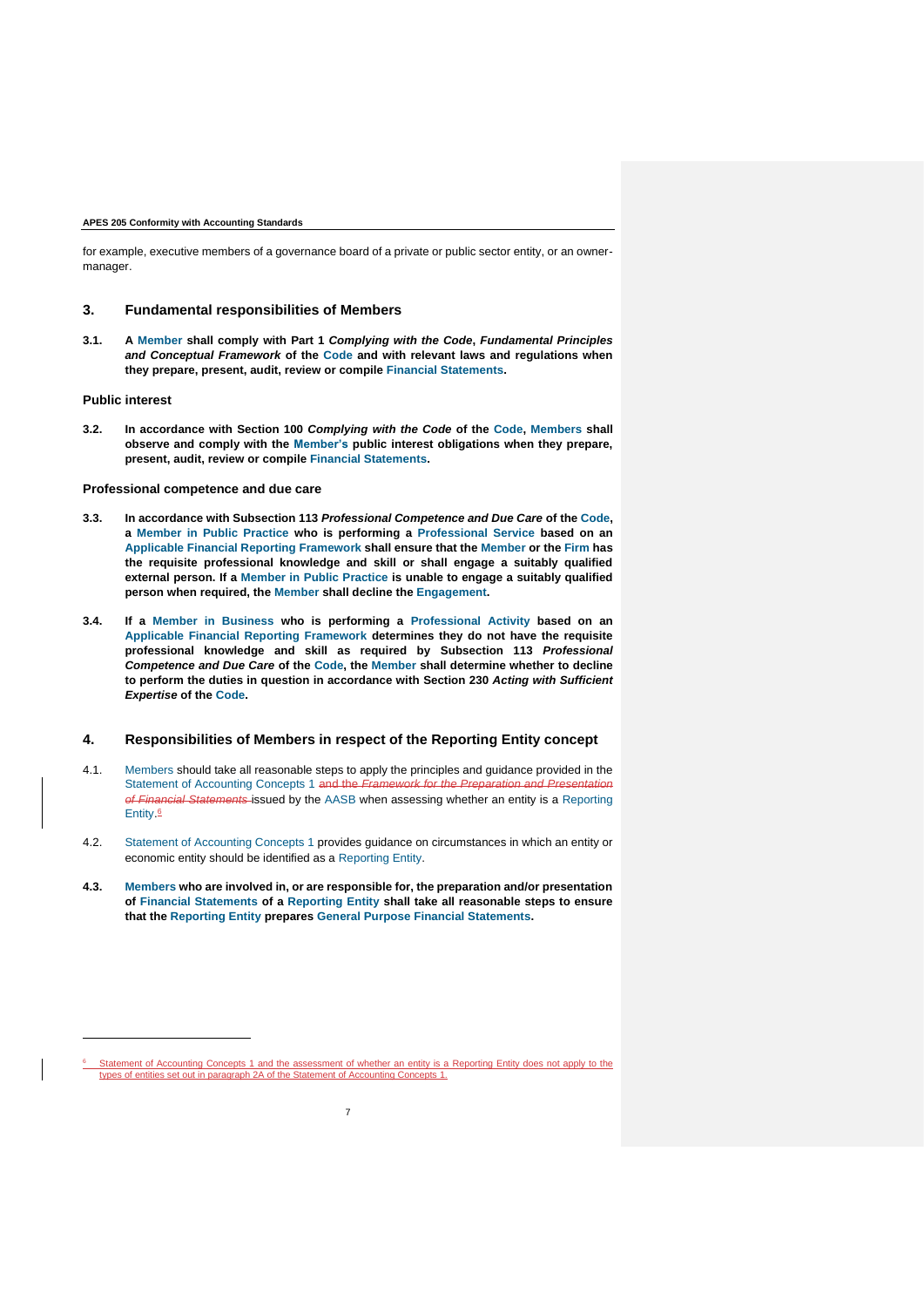for example, executive members of a governance board of a private or public sector entity, or an owner-manager.

## 3. Fundamental responsibilities of Members

**3.1. A Member shall comply with Part 1 *Complying with the Code, Fundamental Principles and Conceptual Framework* of the Code and with relevant laws and regulations when they prepare, present, audit, review or compile Financial Statements.**

### Public interest

**3.2. In accordance with Section 100 *Complying with the Code* of the Code, Members shall observe and comply with the Member's public interest obligations when they prepare, present, audit, review or compile Financial Statements.**

### Professional competence and due care

**3.3. In accordance with Subsection 113 *Professional Competence and Due Care* of the Code, a Member in Public Practice who is performing a Professional Service based on an Applicable Financial Reporting Framework shall ensure that the Member or the Firm has the requisite professional knowledge and skill or shall engage a suitably qualified external person. If a Member in Public Practice is unable to engage a suitably qualified person when required, the Member shall decline the Engagement.**

**3.4. If a Member in Business who is performing a Professional Activity based on an Applicable Financial Reporting Framework determines they do not have the requisite professional knowledge and skill as required by Subsection 113 *Professional Competence and Due Care* of the Code, the Member shall determine whether to decline to perform the duties in question in accordance with Section 230 *Acting with Sufficient Expertise* of the Code.**

## 4. Responsibilities of Members in respect of the Reporting Entity concept

4.1. Members should take all reasonable steps to apply the principles and guidance provided in the Statement of Accounting Concepts 1 ~~and the *Framework for the Preparation and Presentation of Financial Statements*~~ issued by the AASB when assessing whether an entity is a Reporting Entity.[6]

4.2. Statement of Accounting Concepts 1 provides guidance on circumstances in which an entity or economic entity should be identified as a Reporting Entity.

**4.3. Members who are involved in, or are responsible for, the preparation and/or presentation of Financial Statements of a Reporting Entity shall take all reasonable steps to ensure that the Reporting Entity prepares General Purpose Financial Statements.**

---

[6] Statement of Accounting Concepts 1 and the assessment of whether an entity is a Reporting Entity does not apply to the types of entities set out in paragraph 2A of the Statement of Accounting Concepts 1.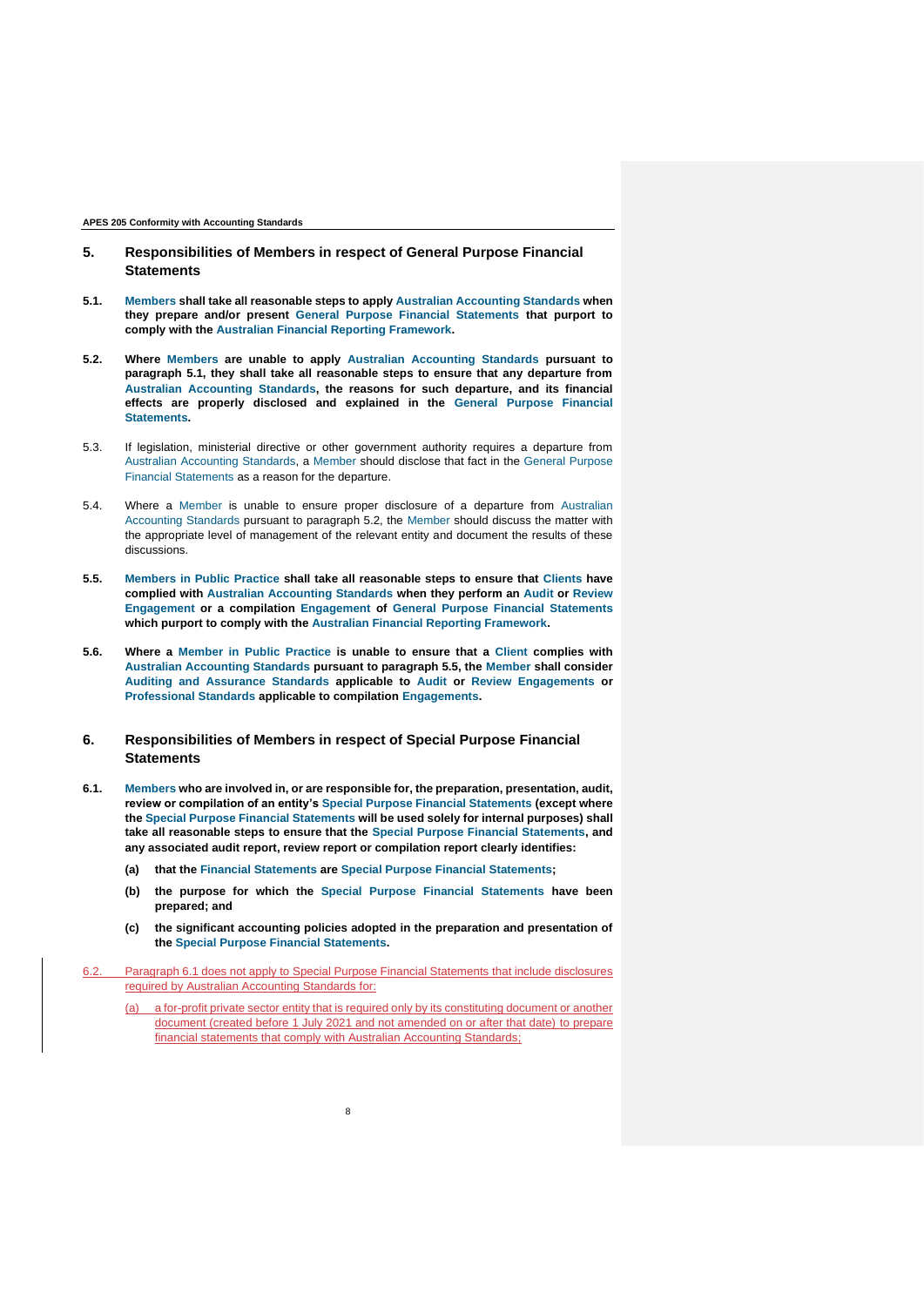## 5. Responsibilities of Members in respect of General Purpose Financial Statements

**5.1. Members shall take all reasonable steps to apply Australian Accounting Standards when they prepare and/or present General Purpose Financial Statements that purport to comply with the Australian Financial Reporting Framework.**

**5.2. Where Members are unable to apply Australian Accounting Standards pursuant to paragraph 5.1, they shall take all reasonable steps to ensure that any departure from Australian Accounting Standards, the reasons for such departure, and its financial effects are properly disclosed and explained in the General Purpose Financial Statements.**

5.3. If legislation, ministerial directive or other government authority requires a departure from Australian Accounting Standards, a Member should disclose that fact in the General Purpose Financial Statements as a reason for the departure.

5.4. Where a Member is unable to ensure proper disclosure of a departure from Australian Accounting Standards pursuant to paragraph 5.2, the Member should discuss the matter with the appropriate level of management of the relevant entity and document the results of these discussions.

**5.5. Members in Public Practice shall take all reasonable steps to ensure that Clients have complied with Australian Accounting Standards when they perform an Audit or Review Engagement or a compilation Engagement of General Purpose Financial Statements which purport to comply with the Australian Financial Reporting Framework.**

**5.6. Where a Member in Public Practice is unable to ensure that a Client complies with Australian Accounting Standards pursuant to paragraph 5.5, the Member shall consider Auditing and Assurance Standards applicable to Audit or Review Engagements or Professional Standards applicable to compilation Engagements.**

## 6. Responsibilities of Members in respect of Special Purpose Financial Statements

**6.1. Members who are involved in, or are responsible for, the preparation, presentation, audit, review or compilation of an entity's Special Purpose Financial Statements (except where the Special Purpose Financial Statements will be used solely for internal purposes) shall take all reasonable steps to ensure that the Special Purpose Financial Statements, and any associated audit report, review report or compilation report clearly identifies:**

- **(a) that the Financial Statements are Special Purpose Financial Statements;**
- **(b) the purpose for which the Special Purpose Financial Statements have been prepared; and**
- **(c) the significant accounting policies adopted in the preparation and presentation of the Special Purpose Financial Statements.**

6.2. Paragraph 6.1 does not apply to Special Purpose Financial Statements that include disclosures required by Australian Accounting Standards for:

- (a) a for-profit private sector entity that is required only by its constituting document or another document (created before 1 July 2021 and not amended on or after that date) to prepare financial statements that comply with Australian Accounting Standards;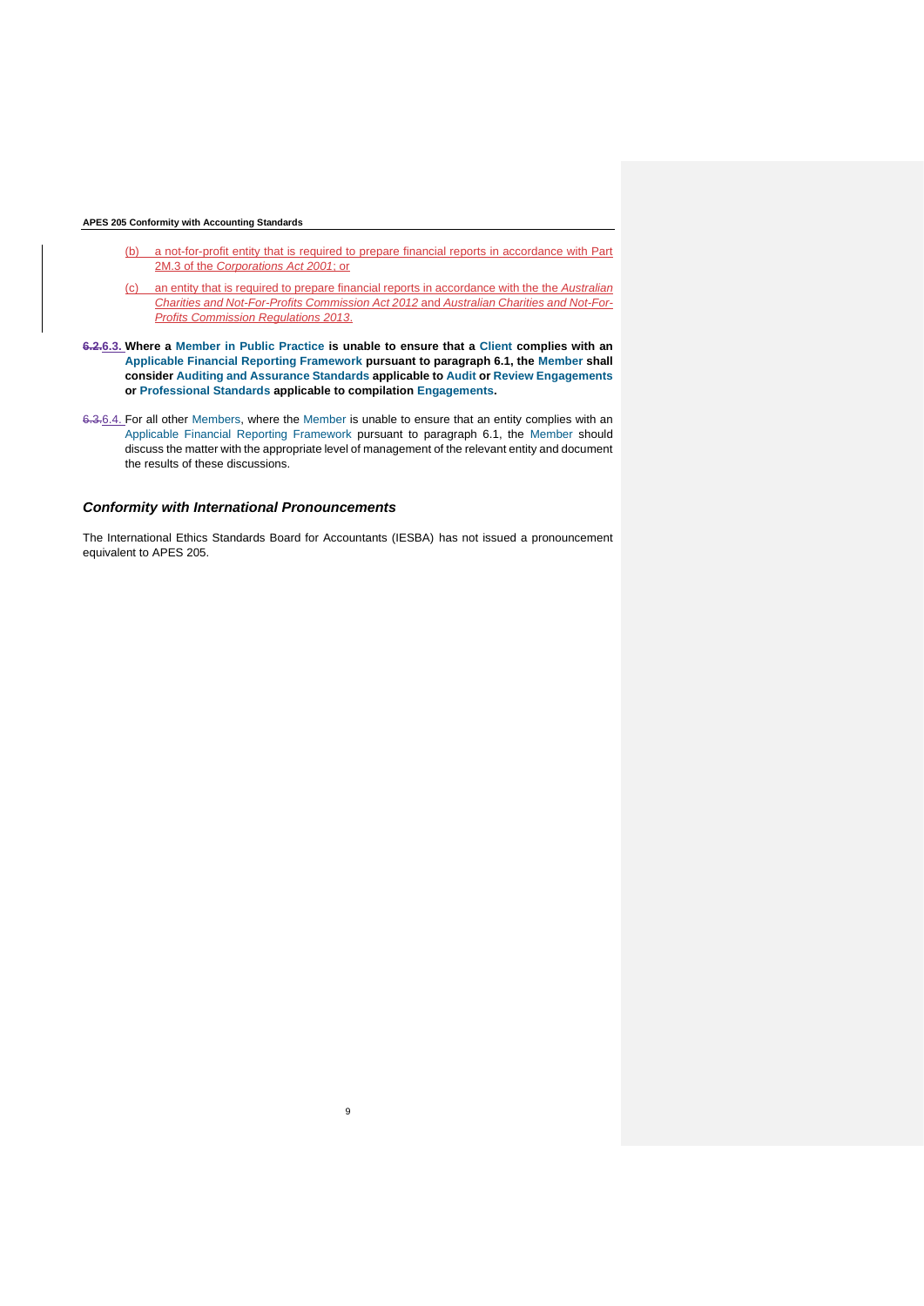(b) a not-for-profit entity that is required to prepare financial reports in accordance with Part 2M.3 of the *Corporations Act 2001*; or

(c) an entity that is required to prepare financial reports in accordance with the the *Australian Charities and Not-For-Profits Commission Act 2012* and *Australian Charities and Not-For-Profits Commission Regulations 2013*.

**6.2.6.3. Where a Member in Public Practice is unable to ensure that a Client complies with an Applicable Financial Reporting Framework pursuant to paragraph 6.1, the Member shall consider Auditing and Assurance Standards applicable to Audit or Review Engagements or Professional Standards applicable to compilation Engagements.**

6.3.6.4. For all other Members, where the Member is unable to ensure that an entity complies with an Applicable Financial Reporting Framework pursuant to paragraph 6.1, the Member should discuss the matter with the appropriate level of management of the relevant entity and document the results of these discussions.

### *Conformity with International Pronouncements*

The International Ethics Standards Board for Accountants (IESBA) has not issued a pronouncement equivalent to APES 205.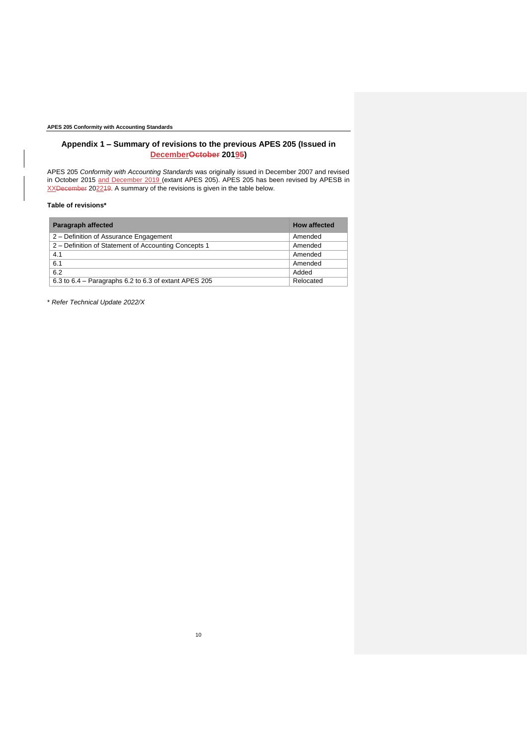## Appendix 1 – Summary of revisions to the previous APES 205 (Issued in DecemberOctober 20195)

APES 205 *Conformity with Accounting Standards* was originally issued in December 2007 and revised in October 2015 and December 2019 (extant APES 205). APES 205 has been revised by APESB in XXDecember 202219. A summary of the revisions is given in the table below.

**Table of revisions***

| Paragraph affected | How affected |
| --- | --- |
| 2 – Definition of Assurance Engagement | Amended |
| 2 – Definition of Statement of Accounting Concepts 1 | Amended |
| 4.1 | Amended |
| 6.1 | Amended |
| 6.2 | Added |
| 6.3 to 6.4 – Paragraphs 6.2 to 6.3 of extant APES 205 | Relocated |

* *Refer Technical Update 2022/X*